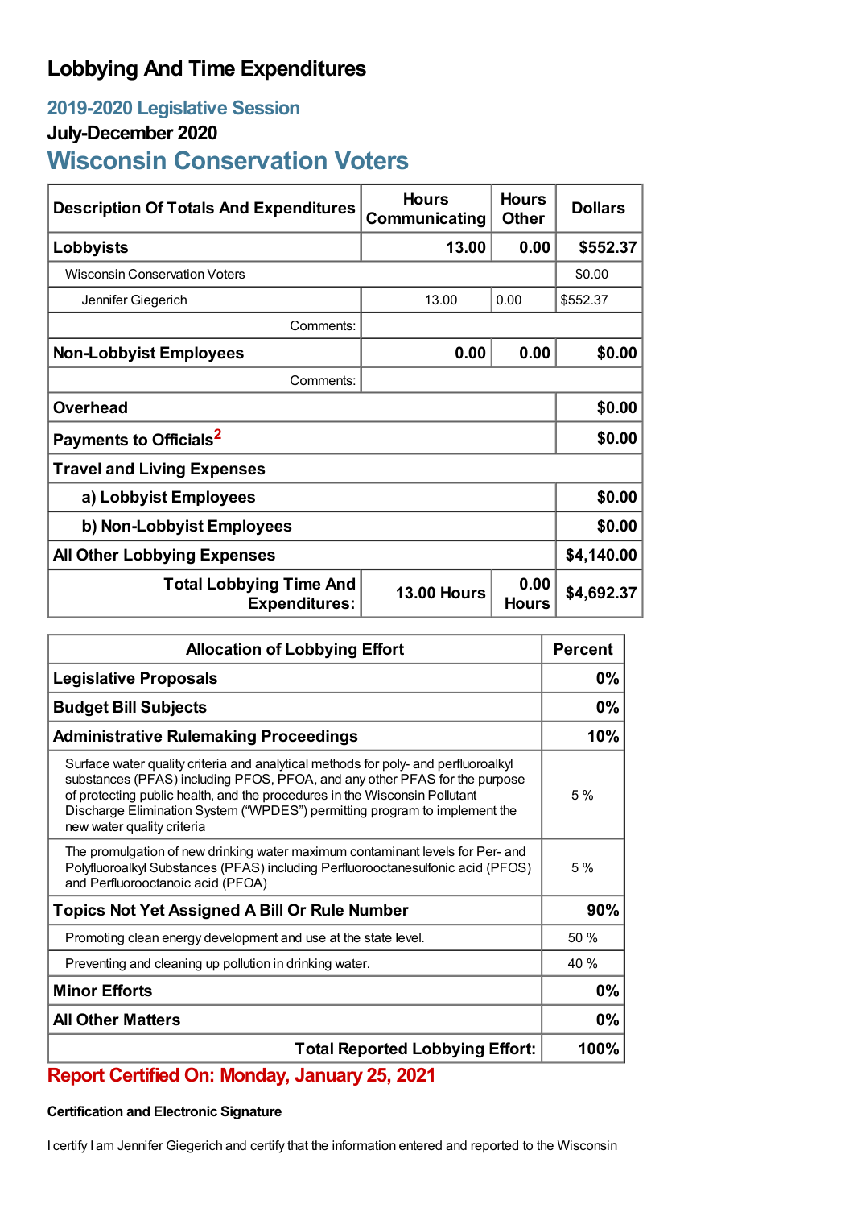# Lobbying And Time Expenditures

## 2019-2020 Legislative Session

### July-December 2020

## Wisconsin Conservation Voters

| Description Of Totals And Expenditures | Hours Communicating | Hours Other | Dollars |
|---|---|---|---|
| **Lobbyists** | **13.00** | **0.00** | **$552.37** |
| Wisconsin Conservation Voters | | | $0.00 |
| Jennifer Giegerich | 13.00 | 0.00 | $552.37 |
| Comments: | | | |
| **Non-Lobbyist Employees** | **0.00** | **0.00** | **$0.00** |
| Comments: | | | |
| **Overhead** | | | **$0.00** |
| **Payments to Officials**[2] | | | **$0.00** |
| **Travel and Living Expenses** | | | |
| **a) Lobbyist Employees** | | | **$0.00** |
| **b) Non-Lobbyist Employees** | | | **$0.00** |
| **All Other Lobbying Expenses** | | | **$4,140.00** |
| **Total Lobbying Time And Expenditures:** | **13.00 Hours** | **0.00 Hours** | **$4,692.37** |

| Allocation of Lobbying Effort | Percent |
|---|---|
| **Legislative Proposals** | **0%** |
| **Budget Bill Subjects** | **0%** |
| **Administrative Rulemaking Proceedings** | **10%** |
| Surface water quality criteria and analytical methods for poly- and perfluoroalkyl substances (PFAS) including PFOS, PFOA, and any other PFAS for the purpose of protecting public health, and the procedures in the Wisconsin Pollutant Discharge Elimination System ("WPDES") permitting program to implement the new water quality criteria | 5 % |
| The promulgation of new drinking water maximum contaminant levels for Per- and Polyfluoroalkyl Substances (PFAS) including Perfluorooctanesulfonic acid (PFOS) and Perfluorooctanoic acid (PFOA) | 5 % |
| **Topics Not Yet Assigned A Bill Or Rule Number** | **90%** |
| Promoting clean energy development and use at the state level. | 50 % |
| Preventing and cleaning up pollution in drinking water. | 40 % |
| **Minor Efforts** | **0%** |
| **All Other Matters** | **0%** |
| **Total Reported Lobbying Effort:** | **100%** |

## Report Certified On: Monday, January 25, 2021

**Certification and Electronic Signature**

I certify I am Jennifer Giegerich and certify that the information entered and reported to the Wisconsin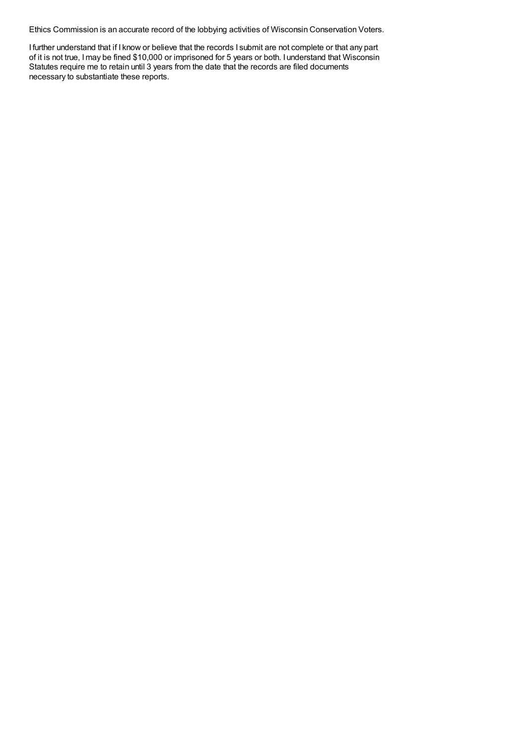Ethics Commission is an accurate record of the lobbying activities of Wisconsin Conservation Voters.

I further understand that if I know or believe that the records I submit are not complete or that any part of it is not true, I may be fined $10,000 or imprisoned for 5 years or both. I understand that Wisconsin Statutes require me to retain until 3 years from the date that the records are filed documents necessary to substantiate these reports.